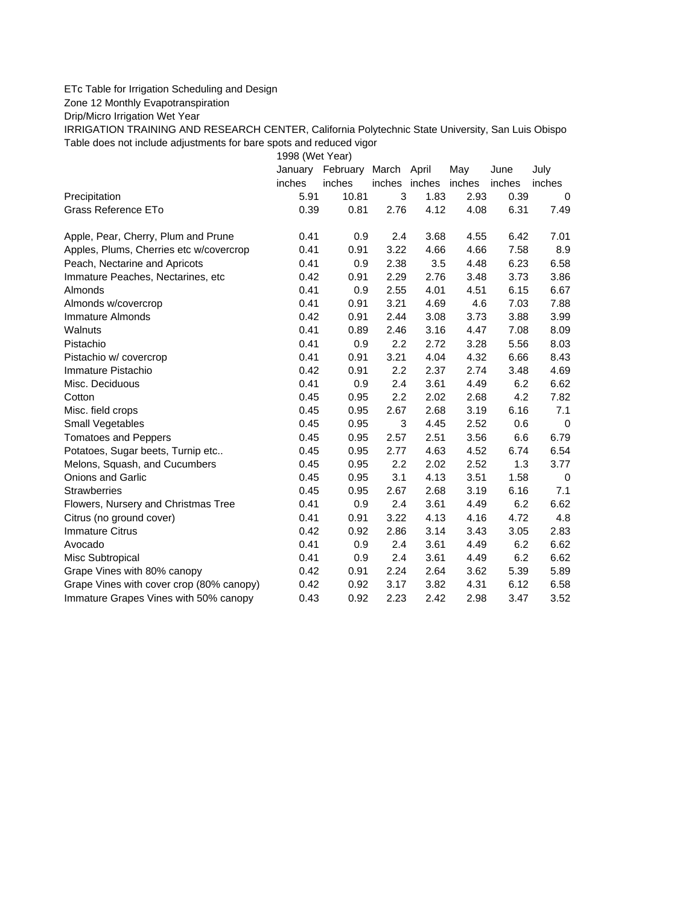ETc Table for Irrigation Scheduling and Design

Zone 12 Monthly Evapotranspiration

Drip/Micro Irrigation Wet Year

IRRIGATION TRAINING AND RESEARCH CENTER, California Polytechnic State University, San Luis Obispo

Table does not include adjustments for bare spots and reduced vigor

| | 1998 (Wet Year) | | | | | | |
|---|---|---|---|---|---|---|---|
| | January | February | March | April | May | June | July |
| | inches | inches | inches | inches | inches | inches | inches |
| Precipitation | 5.91 | 10.81 | 3 | 1.83 | 2.93 | 0.39 | 0 |
| Grass Reference ETo | 0.39 | 0.81 | 2.76 | 4.12 | 4.08 | 6.31 | 7.49 |
| | | | | | | | |
| Apple, Pear, Cherry, Plum and Prune | 0.41 | 0.9 | 2.4 | 3.68 | 4.55 | 6.42 | 7.01 |
| Apples, Plums, Cherries etc w/covercrop | 0.41 | 0.91 | 3.22 | 4.66 | 4.66 | 7.58 | 8.9 |
| Peach, Nectarine and Apricots | 0.41 | 0.9 | 2.38 | 3.5 | 4.48 | 6.23 | 6.58 |
| Immature Peaches, Nectarines, etc | 0.42 | 0.91 | 2.29 | 2.76 | 3.48 | 3.73 | 3.86 |
| Almonds | 0.41 | 0.9 | 2.55 | 4.01 | 4.51 | 6.15 | 6.67 |
| Almonds w/covercrop | 0.41 | 0.91 | 3.21 | 4.69 | 4.6 | 7.03 | 7.88 |
| Immature Almonds | 0.42 | 0.91 | 2.44 | 3.08 | 3.73 | 3.88 | 3.99 |
| Walnuts | 0.41 | 0.89 | 2.46 | 3.16 | 4.47 | 7.08 | 8.09 |
| Pistachio | 0.41 | 0.9 | 2.2 | 2.72 | 3.28 | 5.56 | 8.03 |
| Pistachio w/ covercrop | 0.41 | 0.91 | 3.21 | 4.04 | 4.32 | 6.66 | 8.43 |
| Immature Pistachio | 0.42 | 0.91 | 2.2 | 2.37 | 2.74 | 3.48 | 4.69 |
| Misc. Deciduous | 0.41 | 0.9 | 2.4 | 3.61 | 4.49 | 6.2 | 6.62 |
| Cotton | 0.45 | 0.95 | 2.2 | 2.02 | 2.68 | 4.2 | 7.82 |
| Misc. field crops | 0.45 | 0.95 | 2.67 | 2.68 | 3.19 | 6.16 | 7.1 |
| Small Vegetables | 0.45 | 0.95 | 3 | 4.45 | 2.52 | 0.6 | 0 |
| Tomatoes and Peppers | 0.45 | 0.95 | 2.57 | 2.51 | 3.56 | 6.6 | 6.79 |
| Potatoes, Sugar beets, Turnip etc.. | 0.45 | 0.95 | 2.77 | 4.63 | 4.52 | 6.74 | 6.54 |
| Melons, Squash, and Cucumbers | 0.45 | 0.95 | 2.2 | 2.02 | 2.52 | 1.3 | 3.77 |
| Onions and Garlic | 0.45 | 0.95 | 3.1 | 4.13 | 3.51 | 1.58 | 0 |
| Strawberries | 0.45 | 0.95 | 2.67 | 2.68 | 3.19 | 6.16 | 7.1 |
| Flowers, Nursery and Christmas Tree | 0.41 | 0.9 | 2.4 | 3.61 | 4.49 | 6.2 | 6.62 |
| Citrus (no ground cover) | 0.41 | 0.91 | 3.22 | 4.13 | 4.16 | 4.72 | 4.8 |
| Immature Citrus | 0.42 | 0.92 | 2.86 | 3.14 | 3.43 | 3.05 | 2.83 |
| Avocado | 0.41 | 0.9 | 2.4 | 3.61 | 4.49 | 6.2 | 6.62 |
| Misc Subtropical | 0.41 | 0.9 | 2.4 | 3.61 | 4.49 | 6.2 | 6.62 |
| Grape Vines with 80% canopy | 0.42 | 0.91 | 2.24 | 2.64 | 3.62 | 5.39 | 5.89 |
| Grape Vines with cover crop (80% canopy) | 0.42 | 0.92 | 3.17 | 3.82 | 4.31 | 6.12 | 6.58 |
| Immature Grapes Vines with 50% canopy | 0.43 | 0.92 | 2.23 | 2.42 | 2.98 | 3.47 | 3.52 |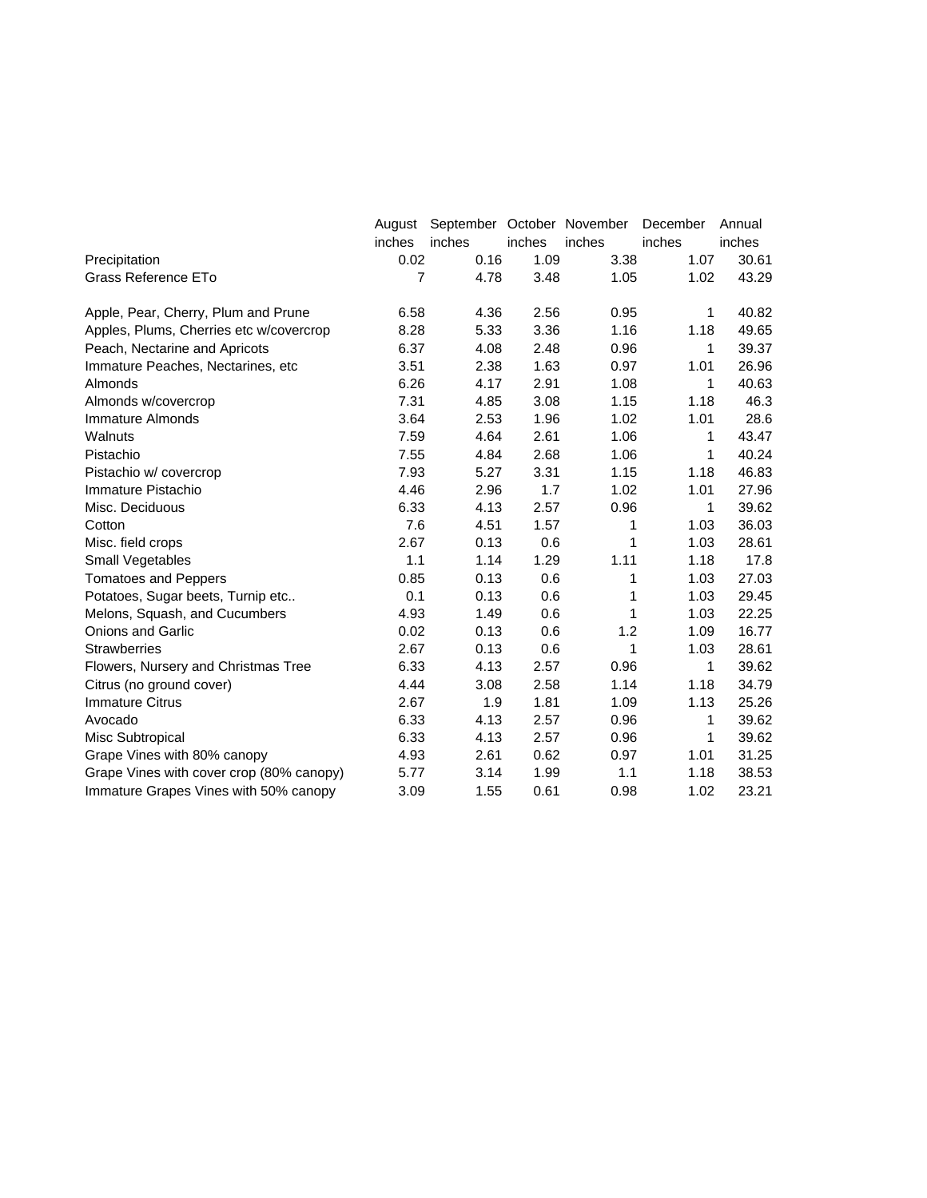| | August inches | September inches | October inches | November inches | December inches | Annual inches |
|---|---|---|---|---|---|---|
| Precipitation | 0.02 | 0.16 | 1.09 | 3.38 | 1.07 | 30.61 |
| Grass Reference ETo | 7 | 4.78 | 3.48 | 1.05 | 1.02 | 43.29 |
| | | | | | | |
| Apple, Pear, Cherry, Plum and Prune | 6.58 | 4.36 | 2.56 | 0.95 | 1 | 40.82 |
| Apples, Plums, Cherries etc w/covercrop | 8.28 | 5.33 | 3.36 | 1.16 | 1.18 | 49.65 |
| Peach, Nectarine and Apricots | 6.37 | 4.08 | 2.48 | 0.96 | 1 | 39.37 |
| Immature Peaches, Nectarines, etc | 3.51 | 2.38 | 1.63 | 0.97 | 1.01 | 26.96 |
| Almonds | 6.26 | 4.17 | 2.91 | 1.08 | 1 | 40.63 |
| Almonds w/covercrop | 7.31 | 4.85 | 3.08 | 1.15 | 1.18 | 46.3 |
| Immature Almonds | 3.64 | 2.53 | 1.96 | 1.02 | 1.01 | 28.6 |
| Walnuts | 7.59 | 4.64 | 2.61 | 1.06 | 1 | 43.47 |
| Pistachio | 7.55 | 4.84 | 2.68 | 1.06 | 1 | 40.24 |
| Pistachio w/ covercrop | 7.93 | 5.27 | 3.31 | 1.15 | 1.18 | 46.83 |
| Immature Pistachio | 4.46 | 2.96 | 1.7 | 1.02 | 1.01 | 27.96 |
| Misc. Deciduous | 6.33 | 4.13 | 2.57 | 0.96 | 1 | 39.62 |
| Cotton | 7.6 | 4.51 | 1.57 | 1 | 1.03 | 36.03 |
| Misc. field crops | 2.67 | 0.13 | 0.6 | 1 | 1.03 | 28.61 |
| Small Vegetables | 1.1 | 1.14 | 1.29 | 1.11 | 1.18 | 17.8 |
| Tomatoes and Peppers | 0.85 | 0.13 | 0.6 | 1 | 1.03 | 27.03 |
| Potatoes, Sugar beets, Turnip etc.. | 0.1 | 0.13 | 0.6 | 1 | 1.03 | 29.45 |
| Melons, Squash, and Cucumbers | 4.93 | 1.49 | 0.6 | 1 | 1.03 | 22.25 |
| Onions and Garlic | 0.02 | 0.13 | 0.6 | 1.2 | 1.09 | 16.77 |
| Strawberries | 2.67 | 0.13 | 0.6 | 1 | 1.03 | 28.61 |
| Flowers, Nursery and Christmas Tree | 6.33 | 4.13 | 2.57 | 0.96 | 1 | 39.62 |
| Citrus (no ground cover) | 4.44 | 3.08 | 2.58 | 1.14 | 1.18 | 34.79 |
| Immature Citrus | 2.67 | 1.9 | 1.81 | 1.09 | 1.13 | 25.26 |
| Avocado | 6.33 | 4.13 | 2.57 | 0.96 | 1 | 39.62 |
| Misc Subtropical | 6.33 | 4.13 | 2.57 | 0.96 | 1 | 39.62 |
| Grape Vines with 80% canopy | 4.93 | 2.61 | 0.62 | 0.97 | 1.01 | 31.25 |
| Grape Vines with cover crop (80% canopy) | 5.77 | 3.14 | 1.99 | 1.1 | 1.18 | 38.53 |
| Immature Grapes Vines with 50% canopy | 3.09 | 1.55 | 0.61 | 0.98 | 1.02 | 23.21 |